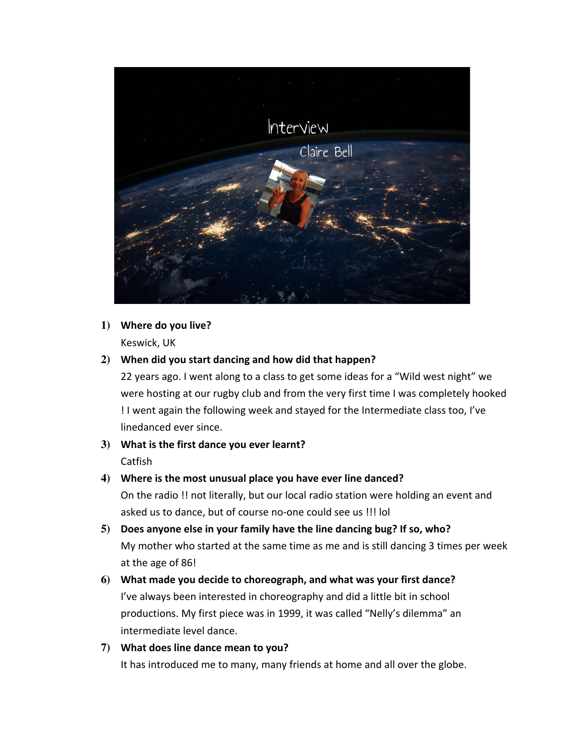# Interview

## Claire Bell

1) **Where do you live?**

   Keswick, UK

2) **When did you start dancing and how did that happen?**

   22 years ago. I went along to a class to get some ideas for a "Wild west night" we were hosting at our rugby club and from the very first time I was completely hooked ! I went again the following week and stayed for the Intermediate class too, I've linedanced ever since.

3) **What is the first dance you ever learnt?**

   Catfish

4) **Where is the most unusual place you have ever line danced?**

   On the radio !! not literally, but our local radio station were holding an event and asked us to dance, but of course no-one could see us !!! lol

5) **Does anyone else in your family have the line dancing bug? If so, who?**

   My mother who started at the same time as me and is still dancing 3 times per week at the age of 86!

6) **What made you decide to choreograph, and what was your first dance?**

   I've always been interested in choreography and did a little bit in school productions. My first piece was in 1999, it was called "Nelly's dilemma" an intermediate level dance.

7) **What does line dance mean to you?**

   It has introduced me to many, many friends at home and all over the globe.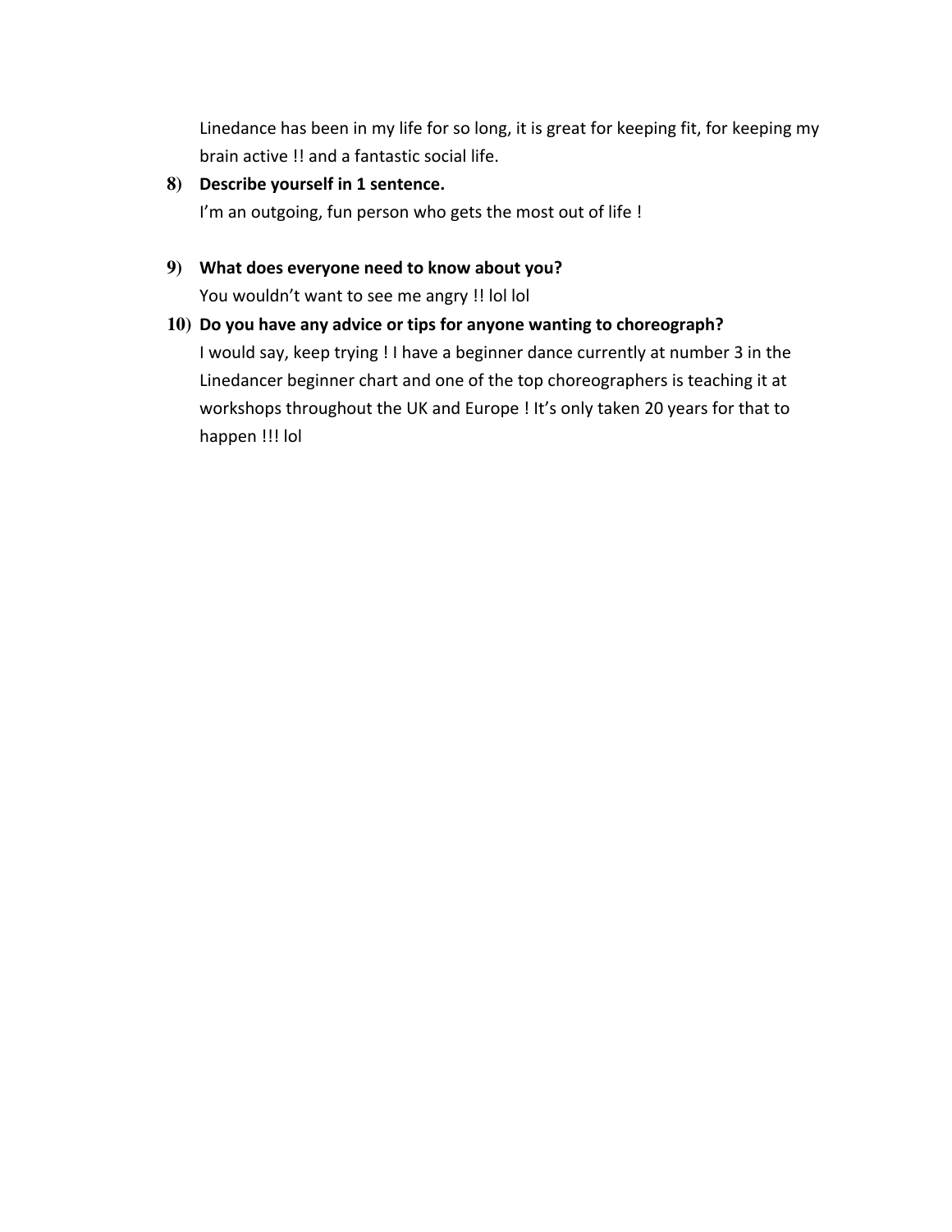Linedance has been in my life for so long, it is great for keeping fit, for keeping my brain active !! and a fantastic social life.

8) **Describe yourself in 1 sentence.**
   I'm an outgoing, fun person who gets the most out of life !

9) **What does everyone need to know about you?**
   You wouldn't want to see me angry !! lol lol

10) **Do you have any advice or tips for anyone wanting to choreograph?**
    I would say, keep trying ! I have a beginner dance currently at number 3 in the Linedancer beginner chart and one of the top choreographers is teaching it at workshops throughout the UK and Europe ! It's only taken 20 years for that to happen !!! lol